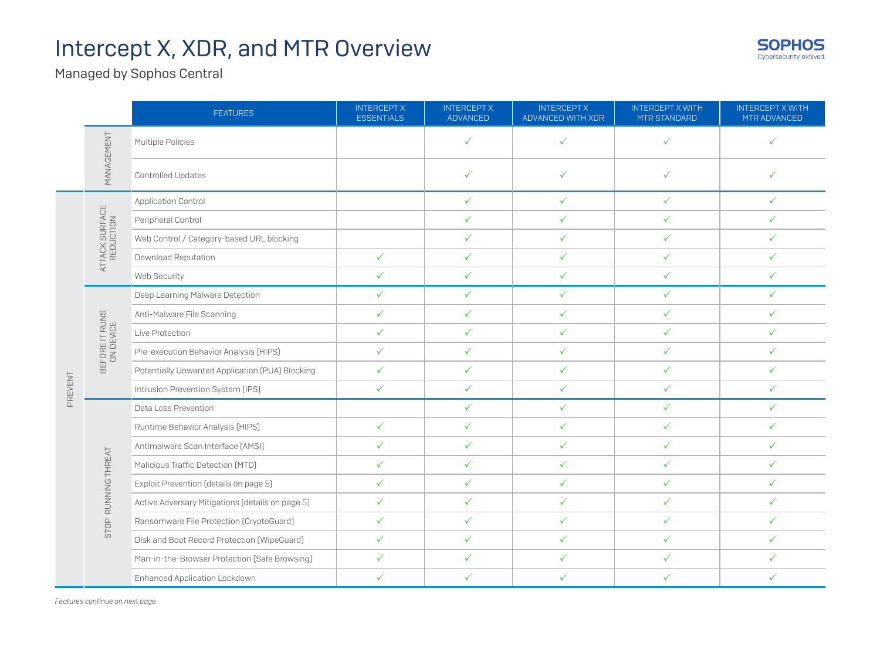# Intercept X, XDR, and MTR Overview

Managed by Sophos Central

| | | FEATURES | INTERCEPT X ESSENTIALS | INTERCEPT X ADVANCED | INTERCEPT X ADVANCED WITH XDR | INTERCEPT X WITH MTR STANDARD | INTERCEPT X WITH MTR ADVANCED |
|---|---|---|---|---|---|---|---|
| | MANAGEMENT | Multiple Policies | | ✓ | ✓ | ✓ | ✓ |
| | | Controlled Updates | | ✓ | ✓ | ✓ | ✓ |
| PREVENT | ATTACK SURFACE REDUCTION | Application Control | | ✓ | ✓ | ✓ | ✓ |
| | | Peripheral Control | | ✓ | ✓ | ✓ | ✓ |
| | | Web Control / Category-based URL blocking | | ✓ | ✓ | ✓ | ✓ |
| | | Download Reputation | ✓ | ✓ | ✓ | ✓ | ✓ |
| | | Web Security | ✓ | ✓ | ✓ | ✓ | ✓ |
| | BEFORE IT RUNS ON DEVICE | Deep Learning Malware Detection | ✓ | ✓ | ✓ | ✓ | ✓ |
| | | Anti-Malware File Scanning | ✓ | ✓ | ✓ | ✓ | ✓ |
| | | Live Protection | ✓ | ✓ | ✓ | ✓ | ✓ |
| | | Pre-execution Behavior Analysis (HIPS) | ✓ | ✓ | ✓ | ✓ | ✓ |
| | | Potentially Unwanted Application (PUA) Blocking | ✓ | ✓ | ✓ | ✓ | ✓ |
| | | Intrusion Prevention System (IPS) | ✓ | ✓ | ✓ | ✓ | ✓ |
| | STOP RUNNING THREAT | Data Loss Prevention | | ✓ | ✓ | ✓ | ✓ |
| | | Runtime Behavior Analysis (HIPS) | ✓ | ✓ | ✓ | ✓ | ✓ |
| | | Antimalware Scan Interface (AMSI) | ✓ | ✓ | ✓ | ✓ | ✓ |
| | | Malicious Traffic Detection (MTD) | ✓ | ✓ | ✓ | ✓ | ✓ |
| | | Exploit Prevention (details on page 5) | ✓ | ✓ | ✓ | ✓ | ✓ |
| | | Active Adversary Mitigations (details on page 5) | ✓ | ✓ | ✓ | ✓ | ✓ |
| | | Ransomware File Protection (CryptoGuard) | ✓ | ✓ | ✓ | ✓ | ✓ |
| | | Disk and Boot Record Protection (WipeGuard) | ✓ | ✓ | ✓ | ✓ | ✓ |
| | | Man-in-the-Browser Protection (Safe Browsing) | ✓ | ✓ | ✓ | ✓ | ✓ |
| | | Enhanced Application Lockdown | ✓ | ✓ | ✓ | ✓ | ✓ |

*Features continue on next page*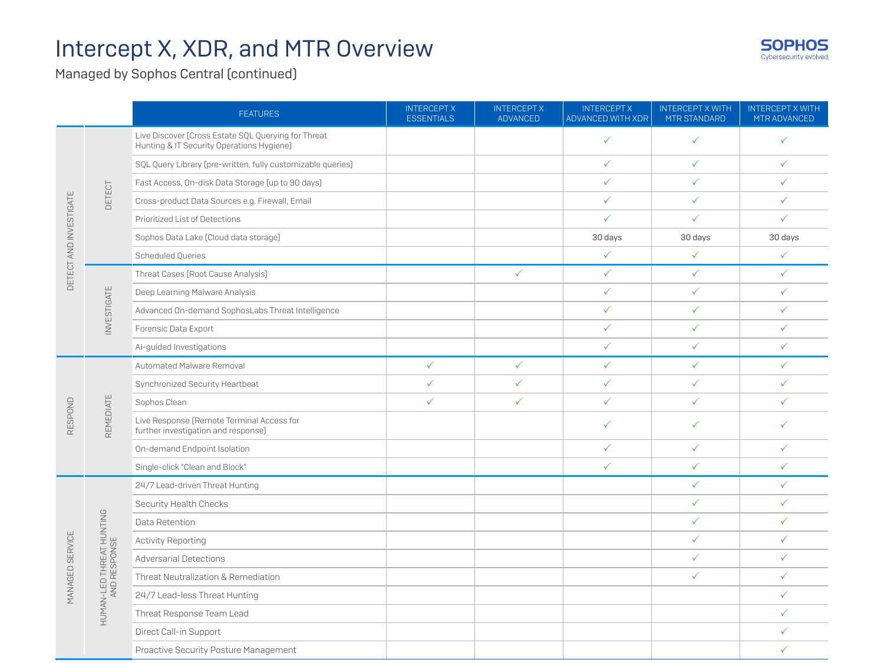# Intercept X, XDR, and MTR Overview

Managed by Sophos Central (continued)

| | | FEATURES | INTERCEPT X ESSENTIALS | INTERCEPT X ADVANCED | INTERCEPT X ADVANCED WITH XDR | INTERCEPT X WITH MTR STANDARD | INTERCEPT X WITH MTR ADVANCED |
|---|---|---|---|---|---|---|---|
| DETECT AND INVESTIGATE | DETECT | Live Discover (Cross Estate SQL Querying for Threat Hunting & IT Security Operations Hygiene) | | | ✓ | ✓ | ✓ |
| | | SQL Query Library (pre-written, fully customizable queries) | | | ✓ | ✓ | ✓ |
| | | Fast Access, On-disk Data Storage (up to 90 days) | | | ✓ | ✓ | ✓ |
| | | Cross-product Data Sources e.g. Firewall, Email | | | ✓ | ✓ | ✓ |
| | | Prioritized List of Detections | | | ✓ | ✓ | ✓ |
| | | Sophos Data Lake (Cloud data storage) | | | 30 days | 30 days | 30 days |
| | | Scheduled Queries | | | ✓ | ✓ | ✓ |
| | INVESTIGATE | Threat Cases (Root Cause Analysis) | | ✓ | ✓ | ✓ | ✓ |
| | | Deep Learning Malware Analysis | | | ✓ | ✓ | ✓ |
| | | Advanced On-demand SophosLabs Threat Intelligence | | | ✓ | ✓ | ✓ |
| | | Forensic Data Export | | | ✓ | ✓ | ✓ |
| | | AI-guided Investigations | | | ✓ | ✓ | ✓ |
| RESPOND | REMEDIATE | Automated Malware Removal | ✓ | ✓ | ✓ | ✓ | ✓ |
| | | Synchronized Security Heartbeat | ✓ | ✓ | ✓ | ✓ | ✓ |
| | | Sophos Clean | ✓ | ✓ | ✓ | ✓ | ✓ |
| | | Live Response (Remote Terminal Access for further investigation and response) | | | ✓ | ✓ | ✓ |
| | | On-demand Endpoint Isolation | | | ✓ | ✓ | ✓ |
| | | Single-click "Clean and Block" | | | ✓ | ✓ | ✓ |
| MANAGED SERVICE | HUMAN-LED THREAT HUNTING AND RESPONSE | 24/7 Lead-driven Threat Hunting | | | | ✓ | ✓ |
| | | Security Health Checks | | | | ✓ | ✓ |
| | | Data Retention | | | | ✓ | ✓ |
| | | Activity Reporting | | | | ✓ | ✓ |
| | | Adversarial Detections | | | | ✓ | ✓ |
| | | Threat Neutralization & Remediation | | | | ✓ | ✓ |
| | | 24/7 Lead-less Threat Hunting | | | | | ✓ |
| | | Threat Response Team Lead | | | | | ✓ |
| | | Direct Call-in Support | | | | | ✓ |
| | | Proactive Security Posture Management | | | | | ✓ |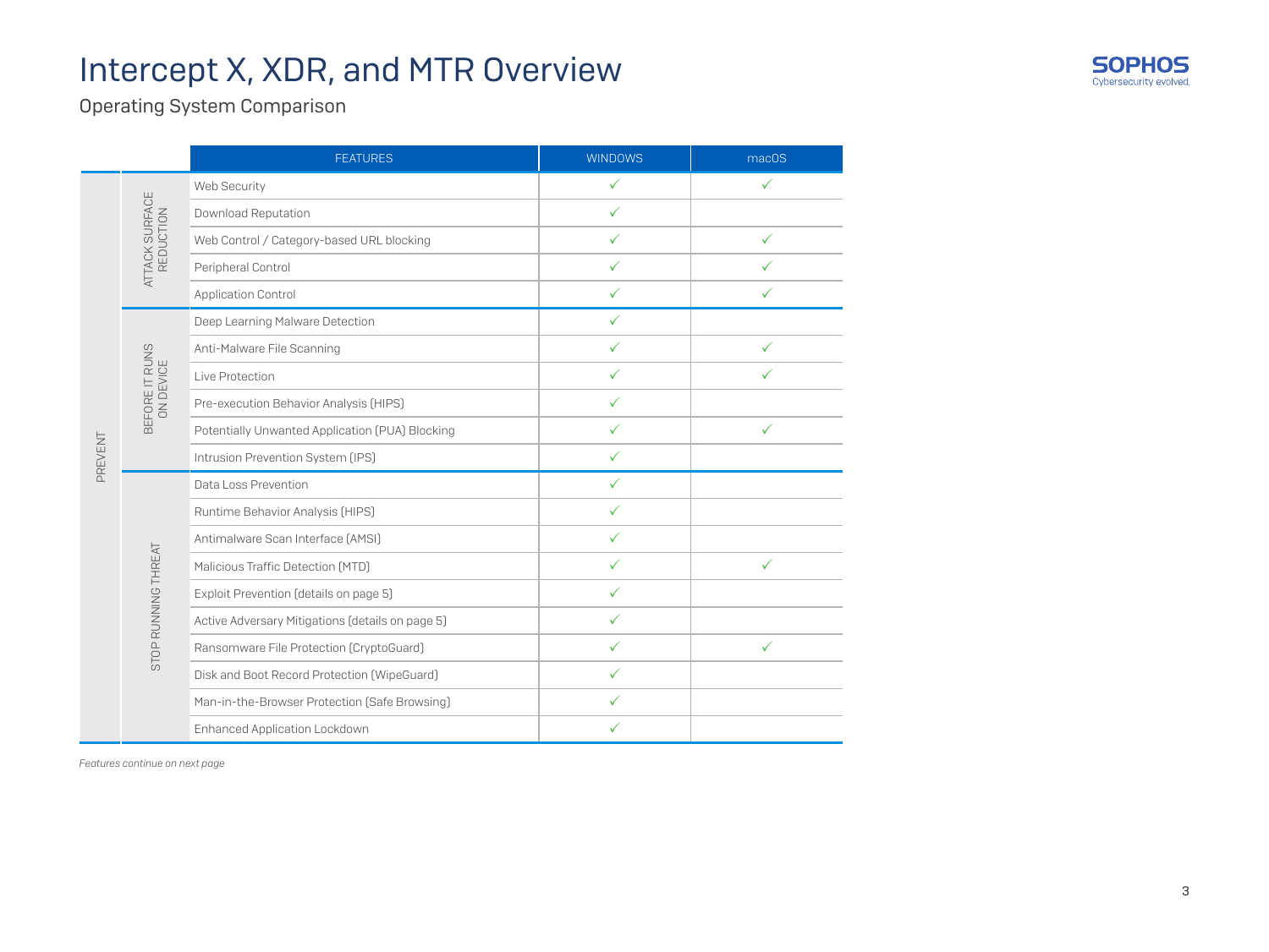# Intercept X, XDR, and MTR Overview

Operating System Comparison

| | | FEATURES | WINDOWS | macOS |
|---|---|---|---|---|
| PREVENT | ATTACK SURFACE REDUCTION | Web Security | ✓ | ✓ |
| | | Download Reputation | ✓ | |
| | | Web Control / Category-based URL blocking | ✓ | ✓ |
| | | Peripheral Control | ✓ | ✓ |
| | | Application Control | ✓ | ✓ |
| | BEFORE IT RUNS ON DEVICE | Deep Learning Malware Detection | ✓ | |
| | | Anti-Malware File Scanning | ✓ | ✓ |
| | | Live Protection | ✓ | ✓ |
| | | Pre-execution Behavior Analysis (HIPS) | ✓ | |
| | | Potentially Unwanted Application (PUA) Blocking | ✓ | ✓ |
| | | Intrusion Prevention System (IPS) | ✓ | |
| | STOP RUNNING THREAT | Data Loss Prevention | ✓ | |
| | | Runtime Behavior Analysis (HIPS) | ✓ | |
| | | Antimalware Scan Interface (AMSI) | ✓ | |
| | | Malicious Traffic Detection (MTD) | ✓ | ✓ |
| | | Exploit Prevention (details on page 5) | ✓ | |
| | | Active Adversary Mitigations (details on page 5) | ✓ | |
| | | Ransomware File Protection (CryptoGuard) | ✓ | ✓ |
| | | Disk and Boot Record Protection (WipeGuard) | ✓ | |
| | | Man-in-the-Browser Protection (Safe Browsing) | ✓ | |
| | | Enhanced Application Lockdown | ✓ | |

*Features continue on next page*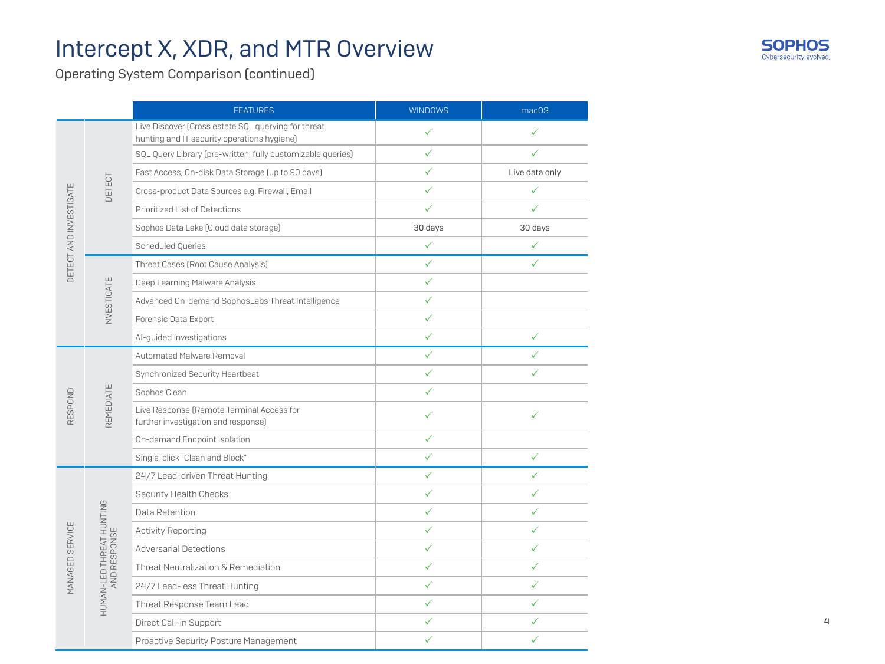# Intercept X, XDR, and MTR Overview

Operating System Comparison (continued)

| | | FEATURES | WINDOWS | macOS |
|---|---|---|---|---|
| DETECT AND INVESTIGATE | DETECT | Live Discover (Cross estate SQL querying for threat hunting and IT security operations hygiene) | ✓ | ✓ |
| | | SQL Query Library (pre-written, fully customizable queries) | ✓ | ✓ |
| | | Fast Access, On-disk Data Storage (up to 90 days) | ✓ | Live data only |
| | | Cross-product Data Sources e.g. Firewall, Email | ✓ | ✓ |
| | | Prioritized List of Detections | ✓ | ✓ |
| | | Sophos Data Lake (Cloud data storage) | 30 days | 30 days |
| | | Scheduled Queries | ✓ | ✓ |
| | NVESTIGATE | Threat Cases (Root Cause Analysis) | ✓ | ✓ |
| | | Deep Learning Malware Analysis | ✓ | |
| | | Advanced On-demand SophosLabs Threat Intelligence | ✓ | |
| | | Forensic Data Export | ✓ | |
| | | AI-guided Investigations | ✓ | ✓ |
| RESPOND | REMEDIATE | Automated Malware Removal | ✓ | ✓ |
| | | Synchronized Security Heartbeat | ✓ | ✓ |
| | | Sophos Clean | ✓ | |
| | | Live Response (Remote Terminal Access for further investigation and response) | ✓ | ✓ |
| | | On-demand Endpoint Isolation | ✓ | |
| | | Single-click "Clean and Block" | ✓ | ✓ |
| MANAGED SERVICE | HUMAN-LED THREAT HUNTING AND RESPONSE | 24/7 Lead-driven Threat Hunting | ✓ | ✓ |
| | | Security Health Checks | ✓ | ✓ |
| | | Data Retention | ✓ | ✓ |
| | | Activity Reporting | ✓ | ✓ |
| | | Adversarial Detections | ✓ | ✓ |
| | | Threat Neutralization & Remediation | ✓ | ✓ |
| | | 24/7 Lead-less Threat Hunting | ✓ | ✓ |
| | | Threat Response Team Lead | ✓ | ✓ |
| | | Direct Call-in Support | ✓ | ✓ |
| | | Proactive Security Posture Management | ✓ | ✓ |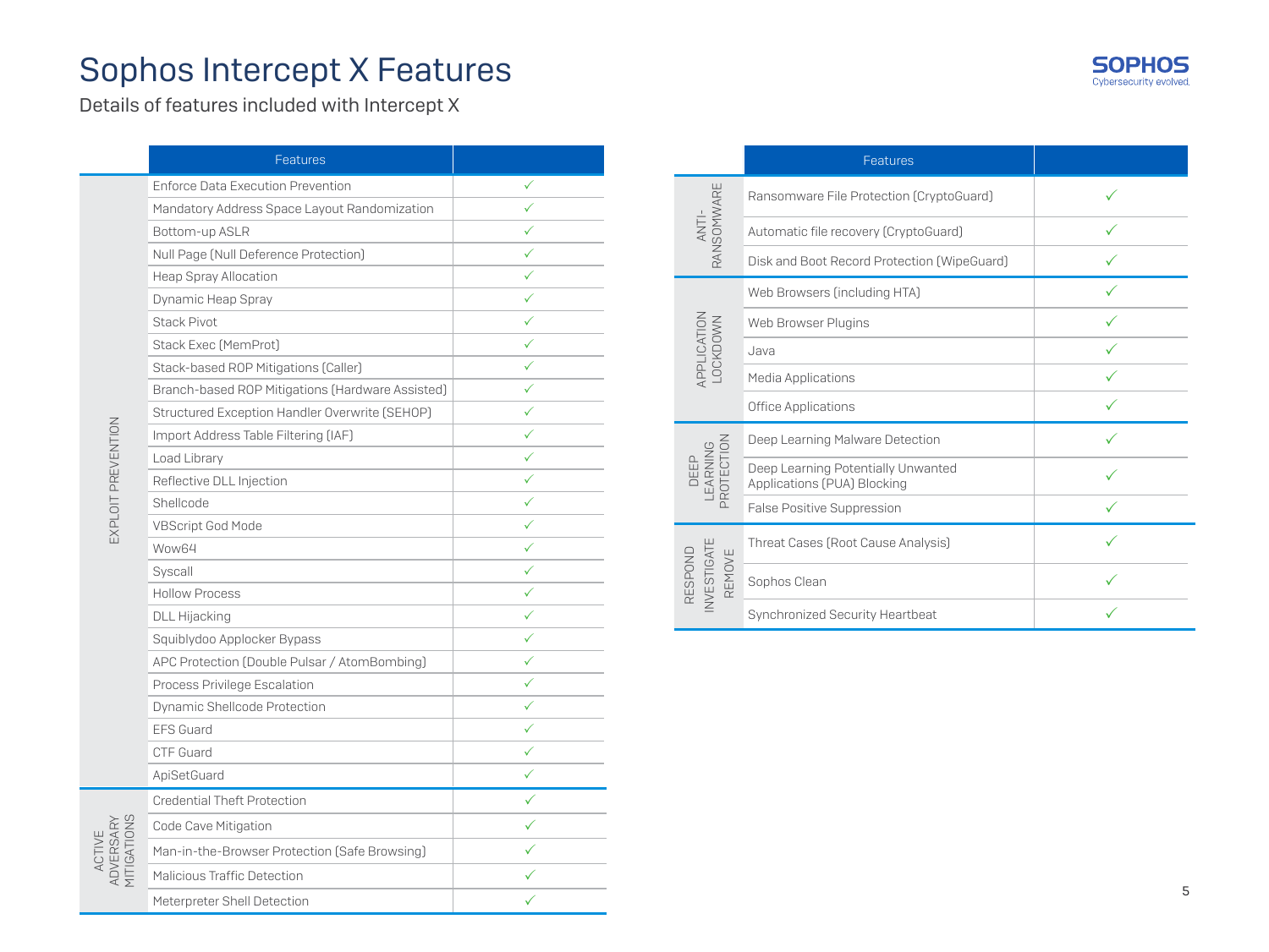# Sophos Intercept X Features

Details of features included with Intercept X

| | Features | |
|---|---|---|
| EXPLOIT PREVENTION | Enforce Data Execution Prevention | ✓ |
| | Mandatory Address Space Layout Randomization | ✓ |
| | Bottom-up ASLR | ✓ |
| | Null Page (Null Deference Protection) | ✓ |
| | Heap Spray Allocation | ✓ |
| | Dynamic Heap Spray | ✓ |
| | Stack Pivot | ✓ |
| | Stack Exec (MemProt) | ✓ |
| | Stack-based ROP Mitigations (Caller) | ✓ |
| | Branch-based ROP Mitigations (Hardware Assisted) | ✓ |
| | Structured Exception Handler Overwrite (SEHOP) | ✓ |
| | Import Address Table Filtering (IAF) | ✓ |
| | Load Library | ✓ |
| | Reflective DLL Injection | ✓ |
| | Shellcode | ✓ |
| | VBScript God Mode | ✓ |
| | Wow64 | ✓ |
| | Syscall | ✓ |
| | Hollow Process | ✓ |
| | DLL Hijacking | ✓ |
| | Squiblydoo Applocker Bypass | ✓ |
| | APC Protection (Double Pulsar / AtomBombing) | ✓ |
| | Process Privilege Escalation | ✓ |
| | Dynamic Shellcode Protection | ✓ |
| | EFS Guard | ✓ |
| | CTF Guard | ✓ |
| | ApiSetGuard | ✓ |
| ACTIVE ADVERSARY MITIGATIONS | Credential Theft Protection | ✓ |
| | Code Cave Mitigation | ✓ |
| | Man-in-the-Browser Protection (Safe Browsing) | ✓ |
| | Malicious Traffic Detection | ✓ |
| | Meterpreter Shell Detection | ✓ |

| | Features | |
|---|---|---|
| ANTI-RANSOMWARE | Ransomware File Protection (CryptoGuard) | ✓ |
| | Automatic file recovery (CryptoGuard) | ✓ |
| | Disk and Boot Record Protection (WipeGuard) | ✓ |
| APPLICATION LOCKDOWN | Web Browsers (including HTA) | ✓ |
| | Web Browser Plugins | ✓ |
| | Java | ✓ |
| | Media Applications | ✓ |
| | Office Applications | ✓ |
| DEEP LEARNING PROTECTION | Deep Learning Malware Detection | ✓ |
| | Deep Learning Potentially Unwanted Applications (PUA) Blocking | ✓ |
| | False Positive Suppression | ✓ |
| RESPOND INVESTIGATE REMOVE | Threat Cases (Root Cause Analysis) | ✓ |
| | Sophos Clean | ✓ |
| | Synchronized Security Heartbeat | ✓ |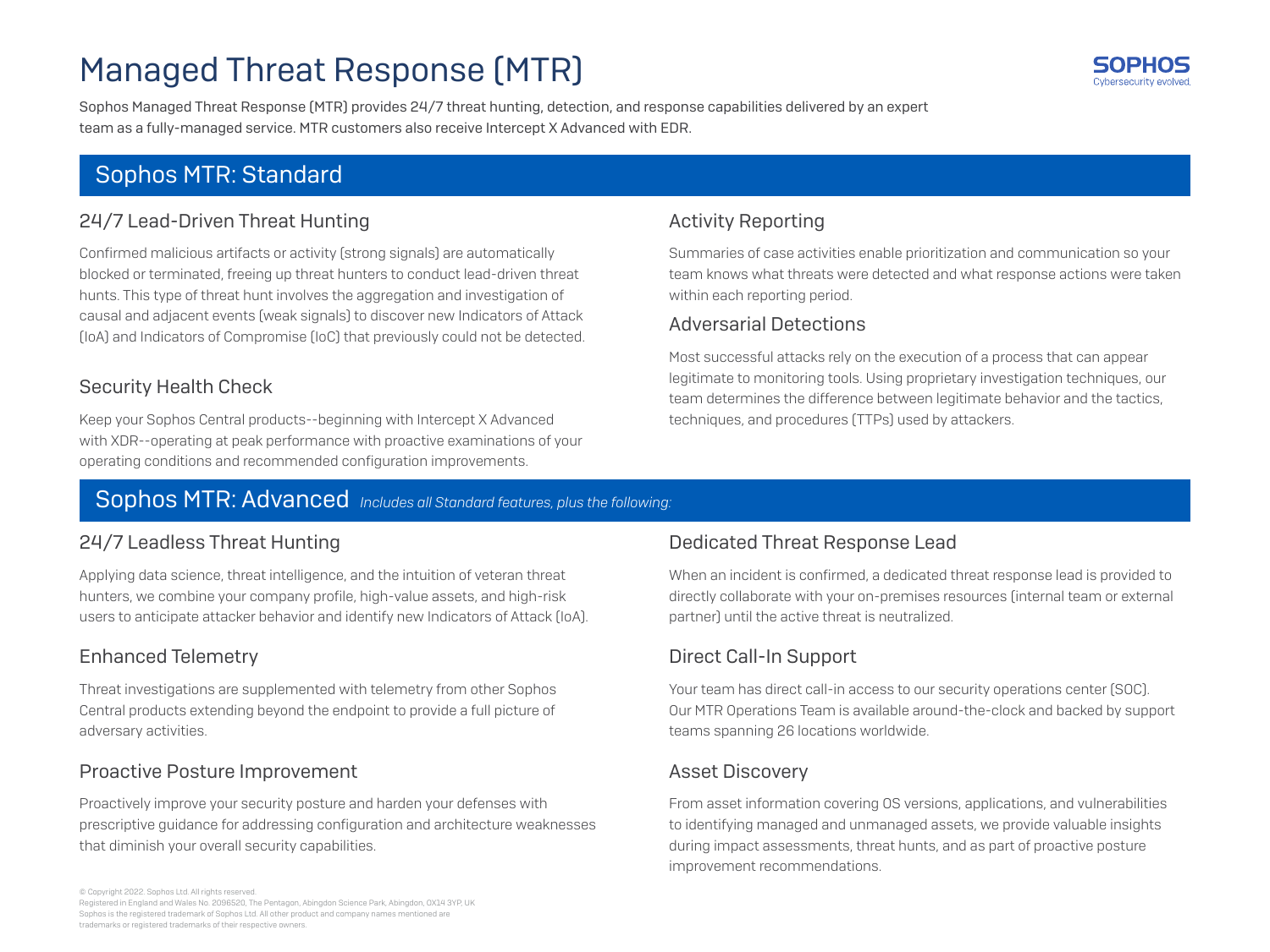# Managed Threat Response (MTR)

Sophos Managed Threat Response (MTR) provides 24/7 threat hunting, detection, and response capabilities delivered by an expert team as a fully-managed service. MTR customers also receive Intercept X Advanced with EDR.

## Sophos MTR: Standard

### 24/7 Lead-Driven Threat Hunting

Confirmed malicious artifacts or activity (strong signals) are automatically blocked or terminated, freeing up threat hunters to conduct lead-driven threat hunts. This type of threat hunt involves the aggregation and investigation of causal and adjacent events (weak signals) to discover new Indicators of Attack (IoA) and Indicators of Compromise (IoC) that previously could not be detected.

### Security Health Check

Keep your Sophos Central products--beginning with Intercept X Advanced with XDR--operating at peak performance with proactive examinations of your operating conditions and recommended configuration improvements.

### Activity Reporting

Summaries of case activities enable prioritization and communication so your team knows what threats were detected and what response actions were taken within each reporting period.

### Adversarial Detections

Most successful attacks rely on the execution of a process that can appear legitimate to monitoring tools. Using proprietary investigation techniques, our team determines the difference between legitimate behavior and the tactics, techniques, and procedures (TTPs) used by attackers.

## Sophos MTR: Advanced *Includes all Standard features, plus the following:*

### 24/7 Leadless Threat Hunting

Applying data science, threat intelligence, and the intuition of veteran threat hunters, we combine your company profile, high-value assets, and high-risk users to anticipate attacker behavior and identify new Indicators of Attack (IoA).

### Enhanced Telemetry

Threat investigations are supplemented with telemetry from other Sophos Central products extending beyond the endpoint to provide a full picture of adversary activities.

### Proactive Posture Improvement

Proactively improve your security posture and harden your defenses with prescriptive guidance for addressing configuration and architecture weaknesses that diminish your overall security capabilities.

### Dedicated Threat Response Lead

When an incident is confirmed, a dedicated threat response lead is provided to directly collaborate with your on-premises resources (internal team or external partner) until the active threat is neutralized.

### Direct Call-In Support

Your team has direct call-in access to our security operations center (SOC). Our MTR Operations Team is available around-the-clock and backed by support teams spanning 26 locations worldwide.

### Asset Discovery

From asset information covering OS versions, applications, and vulnerabilities to identifying managed and unmanaged assets, we provide valuable insights during impact assessments, threat hunts, and as part of proactive posture improvement recommendations.

© Copyright 2022. Sophos Ltd. All rights reserved.
Registered in England and Wales No. 2096520, The Pentagon, Abingdon Science Park, Abingdon, OX14 3YP, UK
Sophos is the registered trademark of Sophos Ltd. All other product and company names mentioned are trademarks or registered trademarks of their respective owners.